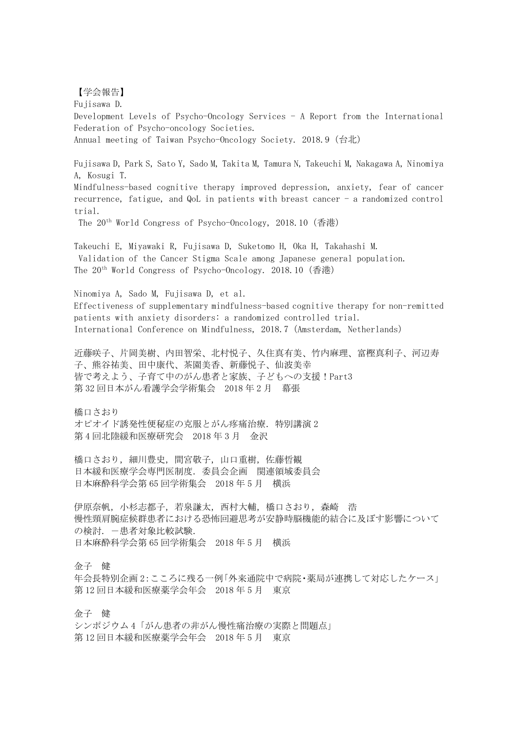【学会報告】

Fujisawa D.
Development Levels of Psycho-Oncology Services - A Report from the International Federation of Psycho-oncology Societies.
Annual meeting of Taiwan Psycho-Oncology Society. 2018.9（台北）

Fujisawa D, Park S, Sato Y, Sado M, Takita M, Tamura N, Takeuchi M, Nakagawa A, Ninomiya A, Kosugi T.
Mindfulness-based cognitive therapy improved depression, anxiety, fear of cancer recurrence, fatigue, and QoL in patients with breast cancer - a randomized control trial.
The 20th World Congress of Psycho-Oncology, 2018.10（香港）

Takeuchi E, Miyawaki R, Fujisawa D, Suketomo H, Oka H, Takahashi M.
Validation of the Cancer Stigma Scale among Japanese general population.
The 20th World Congress of Psycho-Oncology. 2018.10（香港）

Ninomiya A, Sado M, Fujisawa D, et al.
Effectiveness of supplementary mindfulness-based cognitive therapy for non-remitted patients with anxiety disorders: a randomized controlled trial.
International Conference on Mindfulness, 2018.7 (Amsterdam, Netherlands)

近藤咲子、片岡美樹、内田智栄、北村悦子、久住真有美、竹内麻理、富樫真利子、河辺寿子、熊谷祐美、田中康代、茶園美香、新藤悦子、仙波美幸
皆で考えよう、子育て中のがん患者と家族、子どもへの支援！Part3
第32回日本がん看護学会学術集会　2018年2月　幕張

橋口さおり
オピオイド誘発性便秘症の克服とがん疼痛治療. 特別講演2
第4回北陸緩和医療研究会　2018年3月　金沢

橋口さおり，細川豊史，間宮敬子，山口重樹，佐藤哲観
日本緩和医療学会専門医制度. 委員会企画　関連領域委員会
日本麻酔科学会第65回学術集会　2018年5月　横浜

伊原奈帆，小杉志都子，若泉謙太，西村大輔，橋口さおり，森崎　浩
慢性頸肩腕症候群患者における恐怖回避思考が安静時脳機能的結合に及ぼす影響についての検討. －患者対象比較試験.
日本麻酔科学会第65回学術集会　2018年5月　横浜

金子　健
年会長特別企画2:こころに残る一例「外来通院中で病院･薬局が連携して対応したケース」
第12回日本緩和医療薬学会年会　2018年5月　東京

金子　健
シンポジウム4「がん患者の非がん慢性痛治療の実際と問題点」
第12回日本緩和医療薬学会年会　2018年5月　東京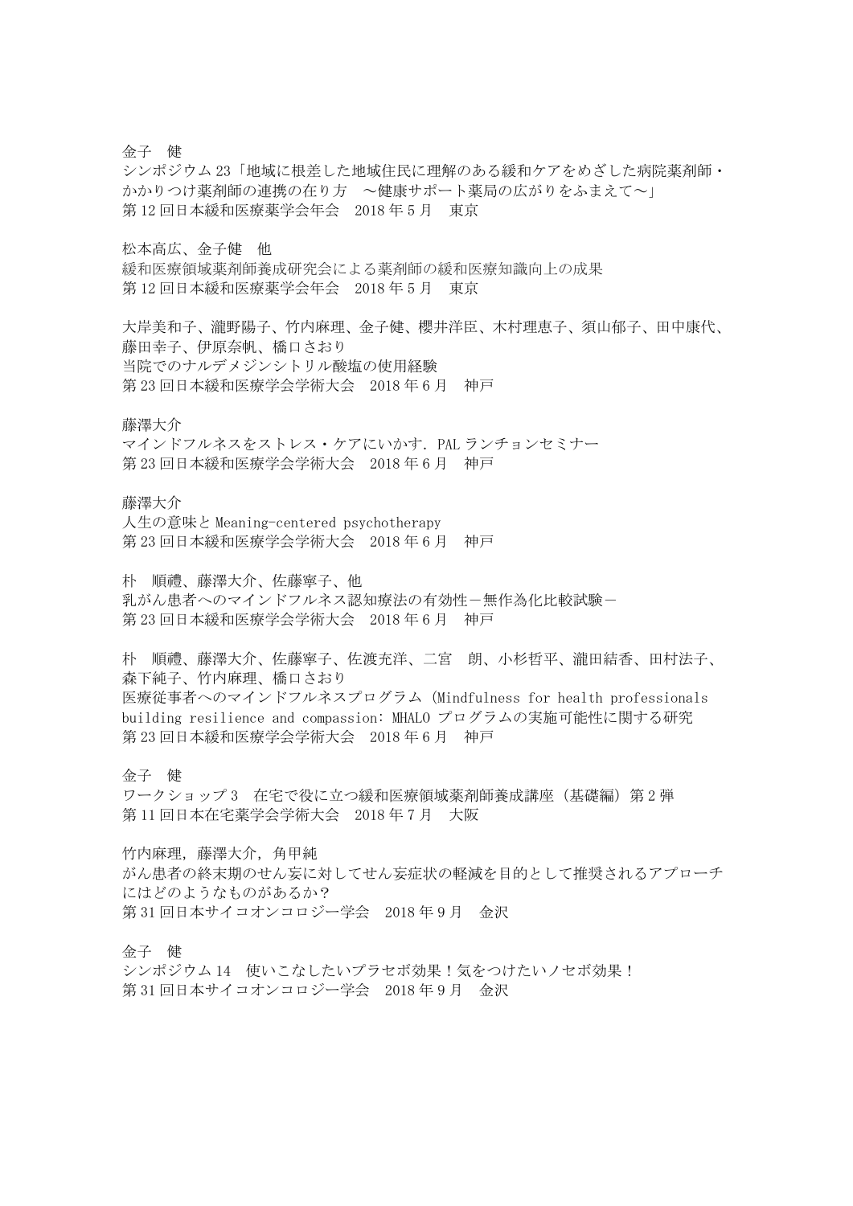金子　健
シンポジウム 23「地域に根差した地域住民に理解のある緩和ケアをめざした病院薬剤師・かかりつけ薬剤師の連携の在り方　～健康サポート薬局の広がりをふまえて～」
第 12 回日本緩和医療薬学会年会　2018 年 5 月　東京

松本高広、金子健　他
緩和医療領域薬剤師養成研究会による薬剤師の緩和医療知識向上の成果
第 12 回日本緩和医療薬学会年会　2018 年 5 月　東京

大岸美和子、瀧野陽子、竹内麻理、金子健、櫻井洋臣、木村理恵子、須山郁子、田中康代、藤田幸子、伊原奈帆、橋口さおり
当院でのナルデメジンシトリル酸塩の使用経験
第 23 回日本緩和医療学会学術大会　2018 年 6 月　神戸

藤澤大介
マインドフルネスをストレス・ケアにいかす．PAL ランチョンセミナー
第 23 回日本緩和医療学会学術大会　2018 年 6 月　神戸

藤澤大介
人生の意味と Meaning-centered psychotherapy
第 23 回日本緩和医療学会学術大会　2018 年 6 月　神戸

朴　順禮、藤澤大介、佐藤寧子、他
乳がん患者へのマインドフルネス認知療法の有効性－無作為化比較試験－
第 23 回日本緩和医療学会学術大会　2018 年 6 月　神戸

朴　順禮、藤澤大介、佐藤寧子、佐渡充洋、二宮　朗、小杉哲平、瀧田結香、田村法子、森下純子、竹内麻理、橋口さおり
医療従事者へのマインドフルネスプログラム (Mindfulness for health professionals building resilience and compassion: MHALO プログラムの実施可能性に関する研究
第 23 回日本緩和医療学会学術大会　2018 年 6 月　神戸

金子　健
ワークショップ 3　在宅で役に立つ緩和医療領域薬剤師養成講座（基礎編）第 2 弾
第 11 回日本在宅薬学会学術大会　2018 年 7 月　大阪

竹内麻理，藤澤大介，角甲純
がん患者の終末期のせん妄に対してせん妄症状の軽減を目的として推奨されるアプローチにはどのようなものがあるか？
第 31 回日本サイコオンコロジー学会　2018 年 9 月　金沢

金子　健
シンポジウム 14　使いこなしたいプラセボ効果！気をつけたいノセボ効果！
第 31 回日本サイコオンコロジー学会　2018 年 9 月　金沢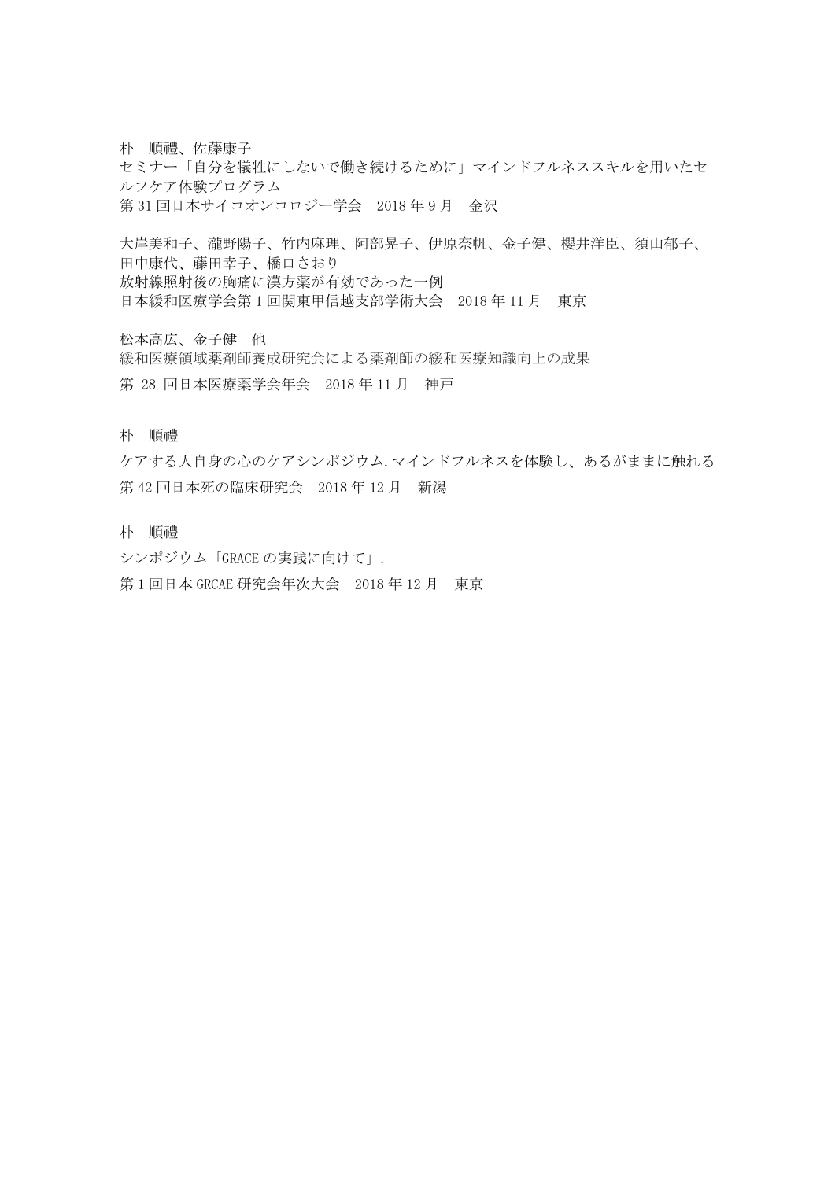朴　順禮、佐藤康子
セミナー「自分を犠牲にしないで働き続けるために」マインドフルネススキルを用いたセルフケア体験プログラム
第31回日本サイコオンコロジー学会　2018年9月　金沢

大岸美和子、瀧野陽子、竹内麻理、阿部晃子、伊原奈帆、金子健、櫻井洋臣、須山郁子、田中康代、藤田幸子、橋口さおり
放射線照射後の胸痛に漢方薬が有効であった一例
日本緩和医療学会第1回関東甲信越支部学術大会　2018年11月　東京

松本高広、金子健　他
緩和医療領域薬剤師養成研究会による薬剤師の緩和医療知識向上の成果
第 28 回日本医療薬学会年会　2018年11月　神戸

朴　順禮
ケアする人自身の心のケアシンポジウム.マインドフルネスを体験し、あるがままに触れる
第42回日本死の臨床研究会　2018年12月　新潟

朴　順禮
シンポジウム「GRACEの実践に向けて」.
第1回日本GRCAE研究会年次大会　2018年12月　東京